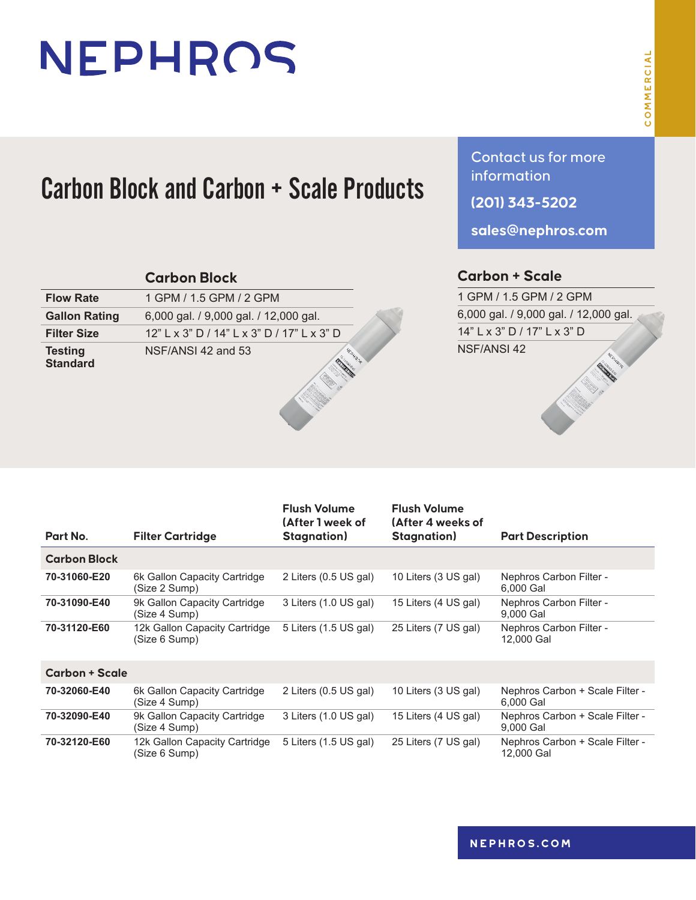# NEPHROS

COMMERCIAL

## Carbon Block and Carbon + Scale Products

Contact us for more information

**(201) 343-5202**

**sales@nephros.com**

| | Carbon Block | Carbon + Scale |
|---|---|---|
| **Flow Rate** | 1 GPM / 1.5 GPM / 2 GPM | 1 GPM / 1.5 GPM / 2 GPM |
| **Gallon Rating** | 6,000 gal. / 9,000 gal. / 12,000 gal. | 6,000 gal. / 9,000 gal. / 12,000 gal. |
| **Filter Size** | 12" L x 3" D / 14" L x 3" D / 17" L x 3" D | 14" L x 3" D / 17" L x 3" D |
| **Testing Standard** | NSF/ANSI 42 and 53 | NSF/ANSI 42 |

| Part No. | Filter Cartridge | Flush Volume (After 1 week of Stagnation) | Flush Volume (After 4 weeks of Stagnation) | Part Description |
|---|---|---|---|---|
| **Carbon Block** | | | | |
| **70-31060-E20** | 6k Gallon Capacity Cartridge (Size 2 Sump) | 2 Liters (0.5 US gal) | 10 Liters (3 US gal) | Nephros Carbon Filter - 6,000 Gal |
| **70-31090-E40** | 9k Gallon Capacity Cartridge (Size 4 Sump) | 3 Liters (1.0 US gal) | 15 Liters (4 US gal) | Nephros Carbon Filter - 9,000 Gal |
| **70-31120-E60** | 12k Gallon Capacity Cartridge (Size 6 Sump) | 5 Liters (1.5 US gal) | 25 Liters (7 US gal) | Nephros Carbon Filter - 12,000 Gal |
| **Carbon + Scale** | | | | |
| **70-32060-E40** | 6k Gallon Capacity Cartridge (Size 4 Sump) | 2 Liters (0.5 US gal) | 10 Liters (3 US gal) | Nephros Carbon + Scale Filter - 6,000 Gal |
| **70-32090-E40** | 9k Gallon Capacity Cartridge (Size 4 Sump) | 3 Liters (1.0 US gal) | 15 Liters (4 US gal) | Nephros Carbon + Scale Filter - 9,000 Gal |
| **70-32120-E60** | 12k Gallon Capacity Cartridge (Size 6 Sump) | 5 Liters (1.5 US gal) | 25 Liters (7 US gal) | Nephros Carbon + Scale Filter - 12,000 Gal |

**NEPHROS.COM**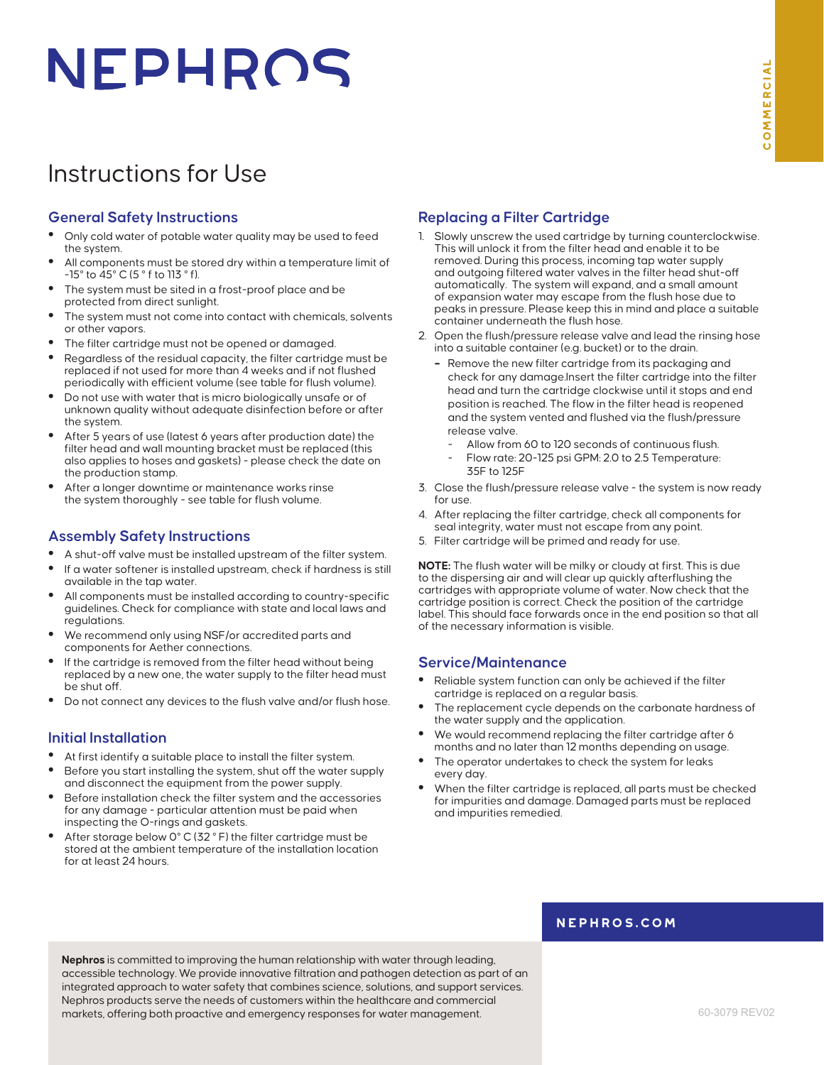# NEPHROS

COMMERCIAL

# Instructions for Use

## General Safety Instructions

- Only cold water of potable water quality may be used to feed the system.
- All components must be stored dry within a temperature limit of -15° to 45° C (5 ° f to 113 ° f).
- The system must be sited in a frost-proof place and be protected from direct sunlight.
- The system must not come into contact with chemicals, solvents or other vapors.
- The filter cartridge must not be opened or damaged.
- Regardless of the residual capacity, the filter cartridge must be replaced if not used for more than 4 weeks and if not flushed periodically with efficient volume (see table for flush volume).
- Do not use with water that is micro biologically unsafe or of unknown quality without adequate disinfection before or after the system.
- After 5 years of use (latest 6 years after production date) the filter head and wall mounting bracket must be replaced (this also applies to hoses and gaskets) - please check the date on the production stamp.
- After a longer downtime or maintenance works rinse the system thoroughly - see table for flush volume.

## Assembly Safety Instructions

- A shut-off valve must be installed upstream of the filter system.
- If a water softener is installed upstream, check if hardness is still available in the tap water.
- All components must be installed according to country-specific guidelines. Check for compliance with state and local laws and regulations.
- We recommend only using NSF/or accredited parts and components for Aether connections.
- If the cartridge is removed from the filter head without being replaced by a new one, the water supply to the filter head must be shut off.
- Do not connect any devices to the flush valve and/or flush hose.

## Initial Installation

- At first identify a suitable place to install the filter system.
- Before you start installing the system, shut off the water supply and disconnect the equipment from the power supply.
- Before installation check the filter system and the accessories for any damage - particular attention must be paid when inspecting the O-rings and gaskets.
- After storage below 0° C (32 ° F) the filter cartridge must be stored at the ambient temperature of the installation location for at least 24 hours.

## Replacing a Filter Cartridge

1. Slowly unscrew the used cartridge by turning counterclockwise. This will unlock it from the filter head and enable it to be removed. During this process, incoming tap water supply and outgoing filtered water valves in the filter head shut-off automatically. The system will expand, and a small amount of expansion water may escape from the flush hose due to peaks in pressure. Please keep this in mind and place a suitable container underneath the flush hose.
2. Open the flush/pressure release valve and lead the rinsing hose into a suitable container (e.g. bucket) or to the drain.
   - Remove the new filter cartridge from its packaging and check for any damage.Insert the filter cartridge into the filter head and turn the cartridge clockwise until it stops and end position is reached. The flow in the filter head is reopened and the system vented and flushed via the flush/pressure release valve.
     - Allow from 60 to 120 seconds of continuous flush.
     - Flow rate: 20-125 psi GPM: 2.0 to 2.5 Temperature: 35F to 125F
3. Close the flush/pressure release valve - the system is now ready for use.
4. After replacing the filter cartridge, check all components for seal integrity, water must not escape from any point.
5. Filter cartridge will be primed and ready for use.

**NOTE:** The flush water will be milky or cloudy at first. This is due to the dispersing air and will clear up quickly afterflushing the cartridges with appropriate volume of water. Now check that the cartridge position is correct. Check the position of the cartridge label. This should face forwards once in the end position so that all of the necessary information is visible.

## Service/Maintenance

- Reliable system function can only be achieved if the filter cartridge is replaced on a regular basis.
- The replacement cycle depends on the carbonate hardness of the water supply and the application.
- We would recommend replacing the filter cartridge after 6 months and no later than 12 months depending on usage.
- The operator undertakes to check the system for leaks every day.
- When the filter cartridge is replaced, all parts must be checked for impurities and damage. Damaged parts must be replaced and impurities remedied.

NEPHROS.COM

**Nephros** is committed to improving the human relationship with water through leading, accessible technology. We provide innovative filtration and pathogen detection as part of an integrated approach to water safety that combines science, solutions, and support services. Nephros products serve the needs of customers within the healthcare and commercial markets, offering both proactive and emergency responses for water management.

60-3079 REV02